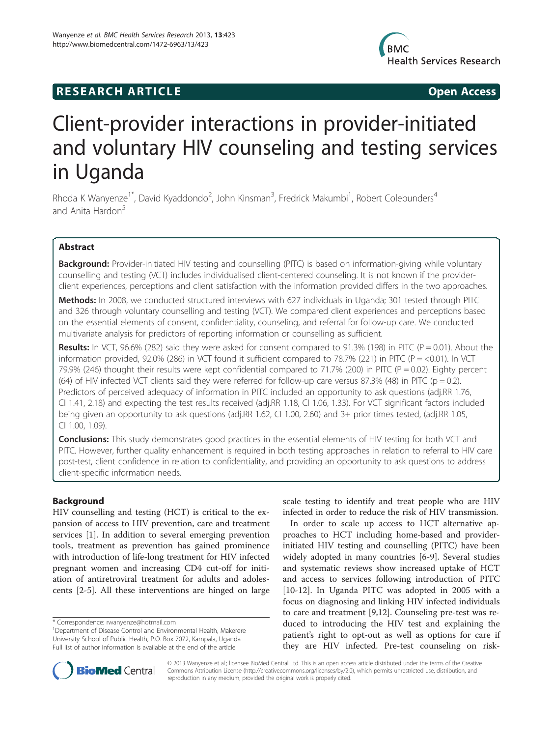**RESEARCH ARTICLE** **Open Access**

# Client-provider interactions in provider-initiated and voluntary HIV counseling and testing services in Uganda

Rhoda K Wanyenze[1*], David Kyaddondo[2], John Kinsman[3], Fredrick Makumbi[1], Robert Colebunders[4] and Anita Hardon[5]

## Abstract

**Background:** Provider-initiated HIV testing and counselling (PITC) is based on information-giving while voluntary counselling and testing (VCT) includes individualised client-centered counseling. It is not known if the provider-client experiences, perceptions and client satisfaction with the information provided differs in the two approaches.

**Methods:** In 2008, we conducted structured interviews with 627 individuals in Uganda; 301 tested through PITC and 326 through voluntary counselling and testing (VCT). We compared client experiences and perceptions based on the essential elements of consent, confidentiality, counseling, and referral for follow-up care. We conducted multivariate analysis for predictors of reporting information or counselling as sufficient.

**Results:** In VCT, 96.6% (282) said they were asked for consent compared to 91.3% (198) in PITC (P = 0.01). About the information provided, 92.0% (286) in VCT found it sufficient compared to 78.7% (221) in PITC (P = <0.01). In VCT 79.9% (246) thought their results were kept confidential compared to 71.7% (200) in PITC (P = 0.02). Eighty percent (64) of HIV infected VCT clients said they were referred for follow-up care versus 87.3% (48) in PITC (p = 0.2). Predictors of perceived adequacy of information in PITC included an opportunity to ask questions (adj.RR 1.76, CI 1.41, 2.18) and expecting the test results received (adj.RR 1.18, CI 1.06, 1.33). For VCT significant factors included being given an opportunity to ask questions (adj.RR 1.62, CI 1.00, 2.60) and 3+ prior times tested, (adj.RR 1.05, CI 1.00, 1.09).

**Conclusions:** This study demonstrates good practices in the essential elements of HIV testing for both VCT and PITC. However, further quality enhancement is required in both testing approaches in relation to referral to HIV care post-test, client confidence in relation to confidentiality, and providing an opportunity to ask questions to address client-specific information needs.

## Background

HIV counselling and testing (HCT) is critical to the expansion of access to HIV prevention, care and treatment services [1]. In addition to several emerging prevention tools, treatment as prevention has gained prominence with introduction of life-long treatment for HIV infected pregnant women and increasing CD4 cut-off for initiation of antiretroviral treatment for adults and adolescents [2-5]. All these interventions are hinged on large scale testing to identify and treat people who are HIV infected in order to reduce the risk of HIV transmission.

In order to scale up access to HCT alternative approaches to HCT including home-based and provider-initiated HIV testing and counselling (PITC) have been widely adopted in many countries [6-9]. Several studies and systematic reviews show increased uptake of HCT and access to services following introduction of PITC [10-12]. In Uganda PITC was adopted in 2005 with a focus on diagnosing and linking HIV infected individuals to care and treatment [9,12]. Counseling pre-test was reduced to introducing the HIV test and explaining the patient's right to opt-out as well as options for care if they are HIV infected. Pre-test counseling on risk-

\* Correspondence: rwanyenze@hotmail.com
[1]Department of Disease Control and Environmental Health, Makerere University School of Public Health, P.O. Box 7072, Kampala, Uganda
Full list of author information is available at the end of the article

© 2013 Wanyenze et al.; licensee BioMed Central Ltd. This is an open access article distributed under the terms of the Creative Commons Attribution License (http://creativecommons.org/licenses/by/2.0), which permits unrestricted use, distribution, and reproduction in any medium, provided the original work is properly cited.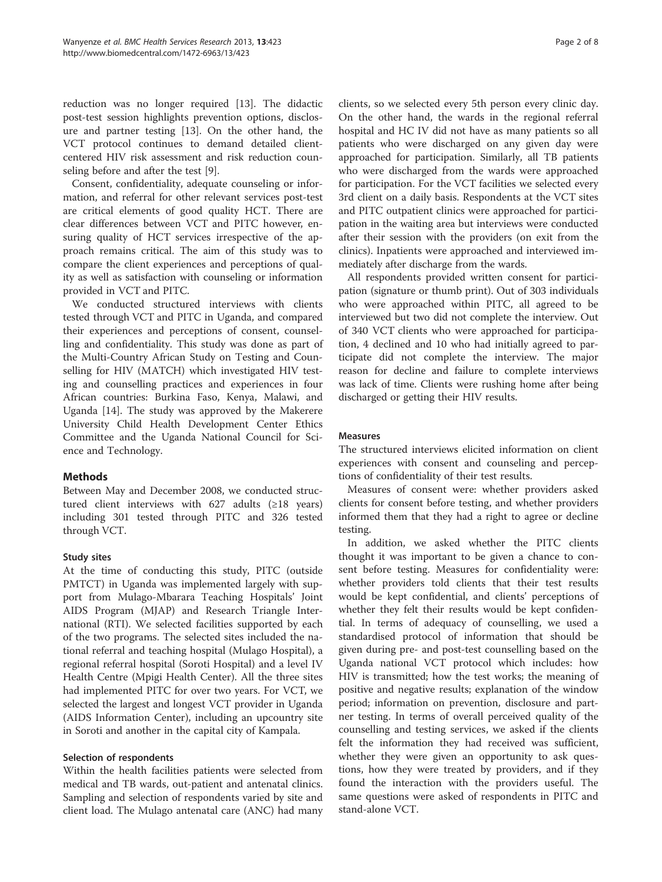reduction was no longer required [13]. The didactic post-test session highlights prevention options, disclosure and partner testing [13]. On the other hand, the VCT protocol continues to demand detailed client-centered HIV risk assessment and risk reduction counseling before and after the test [9].

Consent, confidentiality, adequate counseling or information, and referral for other relevant services post-test are critical elements of good quality HCT. There are clear differences between VCT and PITC however, ensuring quality of HCT services irrespective of the approach remains critical. The aim of this study was to compare the client experiences and perceptions of quality as well as satisfaction with counseling or information provided in VCT and PITC.

We conducted structured interviews with clients tested through VCT and PITC in Uganda, and compared their experiences and perceptions of consent, counselling and confidentiality. This study was done as part of the Multi-Country African Study on Testing and Counselling for HIV (MATCH) which investigated HIV testing and counselling practices and experiences in four African countries: Burkina Faso, Kenya, Malawi, and Uganda [14]. The study was approved by the Makerere University Child Health Development Center Ethics Committee and the Uganda National Council for Science and Technology.

## Methods

Between May and December 2008, we conducted structured client interviews with 627 adults (≥18 years) including 301 tested through PITC and 326 tested through VCT.

### Study sites

At the time of conducting this study, PITC (outside PMTCT) in Uganda was implemented largely with support from Mulago-Mbarara Teaching Hospitals' Joint AIDS Program (MJAP) and Research Triangle International (RTI). We selected facilities supported by each of the two programs. The selected sites included the national referral and teaching hospital (Mulago Hospital), a regional referral hospital (Soroti Hospital) and a level IV Health Centre (Mpigi Health Center). All the three sites had implemented PITC for over two years. For VCT, we selected the largest and longest VCT provider in Uganda (AIDS Information Center), including an upcountry site in Soroti and another in the capital city of Kampala.

### Selection of respondents

Within the health facilities patients were selected from medical and TB wards, out-patient and antenatal clinics. Sampling and selection of respondents varied by site and client load. The Mulago antenatal care (ANC) had many clients, so we selected every 5th person every clinic day. On the other hand, the wards in the regional referral hospital and HC IV did not have as many patients so all patients who were discharged on any given day were approached for participation. Similarly, all TB patients who were discharged from the wards were approached for participation. For the VCT facilities we selected every 3rd client on a daily basis. Respondents at the VCT sites and PITC outpatient clinics were approached for participation in the waiting area but interviews were conducted after their session with the providers (on exit from the clinics). Inpatients were approached and interviewed immediately after discharge from the wards.

All respondents provided written consent for participation (signature or thumb print). Out of 303 individuals who were approached within PITC, all agreed to be interviewed but two did not complete the interview. Out of 340 VCT clients who were approached for participation, 4 declined and 10 who had initially agreed to participate did not complete the interview. The major reason for decline and failure to complete interviews was lack of time. Clients were rushing home after being discharged or getting their HIV results.

### Measures

The structured interviews elicited information on client experiences with consent and counseling and perceptions of confidentiality of their test results.

Measures of consent were: whether providers asked clients for consent before testing, and whether providers informed them that they had a right to agree or decline testing.

In addition, we asked whether the PITC clients thought it was important to be given a chance to consent before testing. Measures for confidentiality were: whether providers told clients that their test results would be kept confidential, and clients' perceptions of whether they felt their results would be kept confidential. In terms of adequacy of counselling, we used a standardised protocol of information that should be given during pre- and post-test counselling based on the Uganda national VCT protocol which includes: how HIV is transmitted; how the test works; the meaning of positive and negative results; explanation of the window period; information on prevention, disclosure and partner testing. In terms of overall perceived quality of the counselling and testing services, we asked if the clients felt the information they had received was sufficient, whether they were given an opportunity to ask questions, how they were treated by providers, and if they found the interaction with the providers useful. The same questions were asked of respondents in PITC and stand-alone VCT.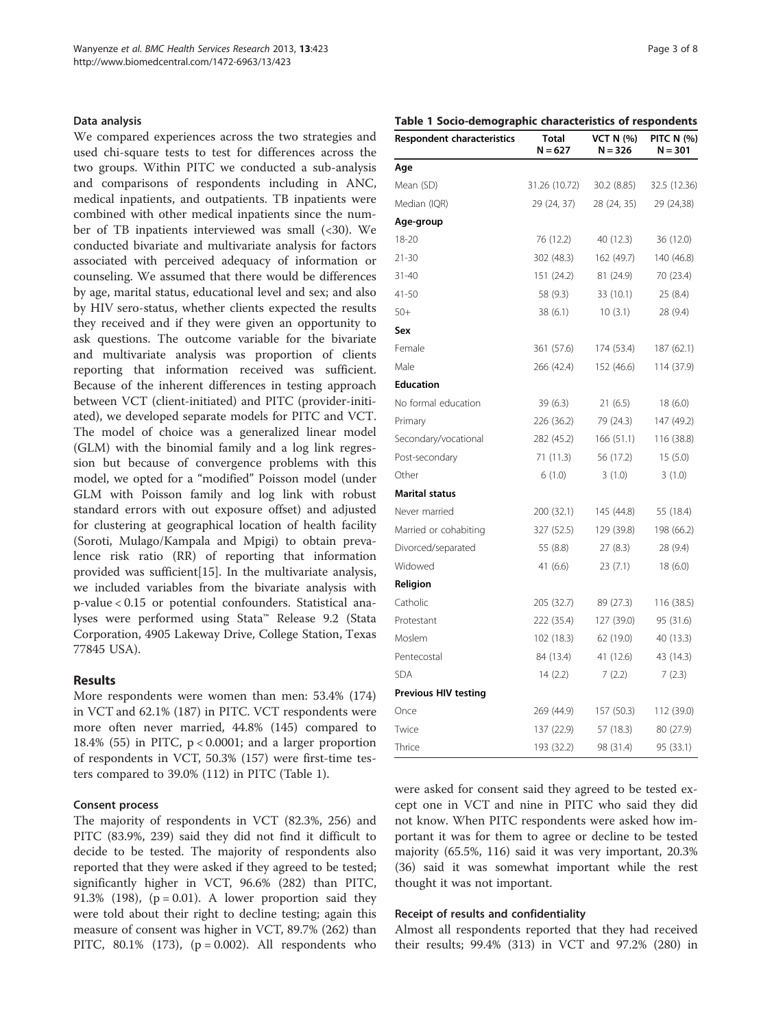### Data analysis

We compared experiences across the two strategies and used chi-square tests to test for differences across the two groups. Within PITC we conducted a sub-analysis and comparisons of respondents including in ANC, medical inpatients, and outpatients. TB inpatients were combined with other medical inpatients since the number of TB inpatients interviewed was small (<30). We conducted bivariate and multivariate analysis for factors associated with perceived adequacy of information or counseling. We assumed that there would be differences by age, marital status, educational level and sex; and also by HIV sero-status, whether clients expected the results they received and if they were given an opportunity to ask questions. The outcome variable for the bivariate and multivariate analysis was proportion of clients reporting that information received was sufficient. Because of the inherent differences in testing approach between VCT (client-initiated) and PITC (provider-initiated), we developed separate models for PITC and VCT. The model of choice was a generalized linear model (GLM) with the binomial family and a log link regression but because of convergence problems with this model, we opted for a "modified" Poisson model (under GLM with Poisson family and log link with robust standard errors with out exposure offset) and adjusted for clustering at geographical location of health facility (Soroti, Mulago/Kampala and Mpigi) to obtain prevalence risk ratio (RR) of reporting that information provided was sufficient[15]. In the multivariate analysis, we included variables from the bivariate analysis with p-value < 0.15 or potential confounders. Statistical analyses were performed using Stata™ Release 9.2 (Stata Corporation, 4905 Lakeway Drive, College Station, Texas 77845 USA).

## Results

More respondents were women than men: 53.4% (174) in VCT and 62.1% (187) in PITC. VCT respondents were more often never married, 44.8% (145) compared to 18.4% (55) in PITC, $p < 0.0001$; and a larger proportion of respondents in VCT, 50.3% (157) were first-time testers compared to 39.0% (112) in PITC (Table 1).

**Table 1 Socio-demographic characteristics of respondents**

| Respondent characteristics | Total N = 627 | VCT N (%) N = 326 | PITC N (%) N = 301 |
|---|---|---|---|
| **Age** | | | |
| Mean (SD) | 31.26 (10.72) | 30.2 (8.85) | 32.5 (12.36) |
| Median (IQR) | 29 (24, 37) | 28 (24, 35) | 29 (24,38) |
| **Age-group** | | | |
| 18-20 | 76 (12.2) | 40 (12.3) | 36 (12.0) |
| 21-30 | 302 (48.3) | 162 (49.7) | 140 (46.8) |
| 31-40 | 151 (24.2) | 81 (24.9) | 70 (23.4) |
| 41-50 | 58 (9.3) | 33 (10.1) | 25 (8.4) |
| 50+ | 38 (6.1) | 10 (3.1) | 28 (9.4) |
| **Sex** | | | |
| Female | 361 (57.6) | 174 (53.4) | 187 (62.1) |
| Male | 266 (42.4) | 152 (46.6) | 114 (37.9) |
| **Education** | | | |
| No formal education | 39 (6.3) | 21 (6.5) | 18 (6.0) |
| Primary | 226 (36.2) | 79 (24.3) | 147 (49.2) |
| Secondary/vocational | 282 (45.2) | 166 (51.1) | 116 (38.8) |
| Post-secondary | 71 (11.3) | 56 (17.2) | 15 (5.0) |
| Other | 6 (1.0) | 3 (1.0) | 3 (1.0) |
| **Marital status** | | | |
| Never married | 200 (32.1) | 145 (44.8) | 55 (18.4) |
| Married or cohabiting | 327 (52.5) | 129 (39.8) | 198 (66.2) |
| Divorced/separated | 55 (8.8) | 27 (8.3) | 28 (9.4) |
| Widowed | 41 (6.6) | 23 (7.1) | 18 (6.0) |
| **Religion** | | | |
| Catholic | 205 (32.7) | 89 (27.3) | 116 (38.5) |
| Protestant | 222 (35.4) | 127 (39.0) | 95 (31.6) |
| Moslem | 102 (18.3) | 62 (19.0) | 40 (13.3) |
| Pentecostal | 84 (13.4) | 41 (12.6) | 43 (14.3) |
| SDA | 14 (2.2) | 7 (2.2) | 7 (2.3) |
| **Previous HIV testing** | | | |
| Once | 269 (44.9) | 157 (50.3) | 112 (39.0) |
| Twice | 137 (22.9) | 57 (18.3) | 80 (27.9) |
| Thrice | 193 (32.2) | 98 (31.4) | 95 (33.1) |

### Consent process

The majority of respondents in VCT (82.3%, 256) and PITC (83.9%, 239) said they did not find it difficult to decide to be tested. The majority of respondents also reported that they were asked if they agreed to be tested; significantly higher in VCT, 96.6% (282) than PITC, 91.3% (198), ($p = 0.01$). A lower proportion said they were told about their right to decline testing; again this measure of consent was higher in VCT, 89.7% (262) than PITC, 80.1% (173), ($p = 0.002$). All respondents who were asked for consent said they agreed to be tested except one in VCT and nine in PITC who said they did not know. When PITC respondents were asked how important it was for them to agree or decline to be tested majority (65.5%, 116) said it was very important, 20.3% (36) said it was somewhat important while the rest thought it was not important.

### Receipt of results and confidentiality

Almost all respondents reported that they had received their results; 99.4% (313) in VCT and 97.2% (280) in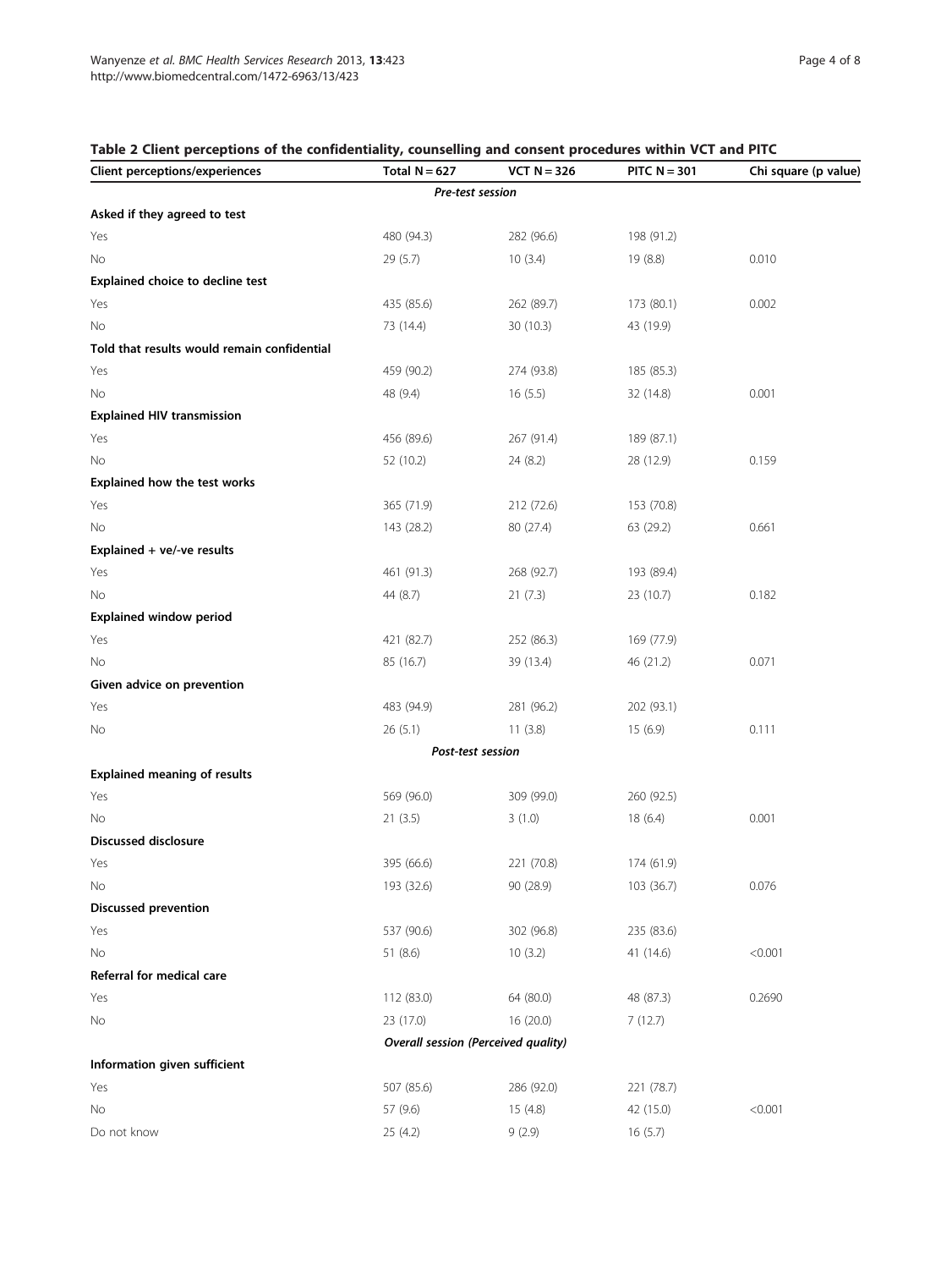**Table 2 Client perceptions of the confidentiality, counselling and consent procedures within VCT and PITC**

| Client perceptions/experiences | Total N = 627 | VCT N = 326 | PITC N = 301 | Chi square (p value) |
|---|---|---|---|---|
| | | ***Pre-test session*** | | |
| **Asked if they agreed to test** | | | | |
| Yes | 480 (94.3) | 282 (96.6) | 198 (91.2) | |
| No | 29 (5.7) | 10 (3.4) | 19 (8.8) | 0.010 |
| **Explained choice to decline test** | | | | |
| Yes | 435 (85.6) | 262 (89.7) | 173 (80.1) | 0.002 |
| No | 73 (14.4) | 30 (10.3) | 43 (19.9) | |
| **Told that results would remain confidential** | | | | |
| Yes | 459 (90.2) | 274 (93.8) | 185 (85.3) | |
| No | 48 (9.4) | 16 (5.5) | 32 (14.8) | 0.001 |
| **Explained HIV transmission** | | | | |
| Yes | 456 (89.6) | 267 (91.4) | 189 (87.1) | |
| No | 52 (10.2) | 24 (8.2) | 28 (12.9) | 0.159 |
| **Explained how the test works** | | | | |
| Yes | 365 (71.9) | 212 (72.6) | 153 (70.8) | |
| No | 143 (28.2) | 80 (27.4) | 63 (29.2) | 0.661 |
| **Explained + ve/-ve results** | | | | |
| Yes | 461 (91.3) | 268 (92.7) | 193 (89.4) | |
| No | 44 (8.7) | 21 (7.3) | 23 (10.7) | 0.182 |
| **Explained window period** | | | | |
| Yes | 421 (82.7) | 252 (86.3) | 169 (77.9) | |
| No | 85 (16.7) | 39 (13.4) | 46 (21.2) | 0.071 |
| **Given advice on prevention** | | | | |
| Yes | 483 (94.9) | 281 (96.2) | 202 (93.1) | |
| No | 26 (5.1) | 11 (3.8) | 15 (6.9) | 0.111 |
| | | ***Post-test session*** | | |
| **Explained meaning of results** | | | | |
| Yes | 569 (96.0) | 309 (99.0) | 260 (92.5) | |
| No | 21 (3.5) | 3 (1.0) | 18 (6.4) | 0.001 |
| **Discussed disclosure** | | | | |
| Yes | 395 (66.6) | 221 (70.8) | 174 (61.9) | |
| No | 193 (32.6) | 90 (28.9) | 103 (36.7) | 0.076 |
| **Discussed prevention** | | | | |
| Yes | 537 (90.6) | 302 (96.8) | 235 (83.6) | |
| No | 51 (8.6) | 10 (3.2) | 41 (14.6) | <0.001 |
| **Referral for medical care** | | | | |
| Yes | 112 (83.0) | 64 (80.0) | 48 (87.3) | 0.2690 |
| No | 23 (17.0) | 16 (20.0) | 7 (12.7) | |
| | | ***Overall session (Perceived quality)*** | | |
| **Information given sufficient** | | | | |
| Yes | 507 (85.6) | 286 (92.0) | 221 (78.7) | |
| No | 57 (9.6) | 15 (4.8) | 42 (15.0) | <0.001 |
| Do not know | 25 (4.2) | 9 (2.9) | 16 (5.7) | |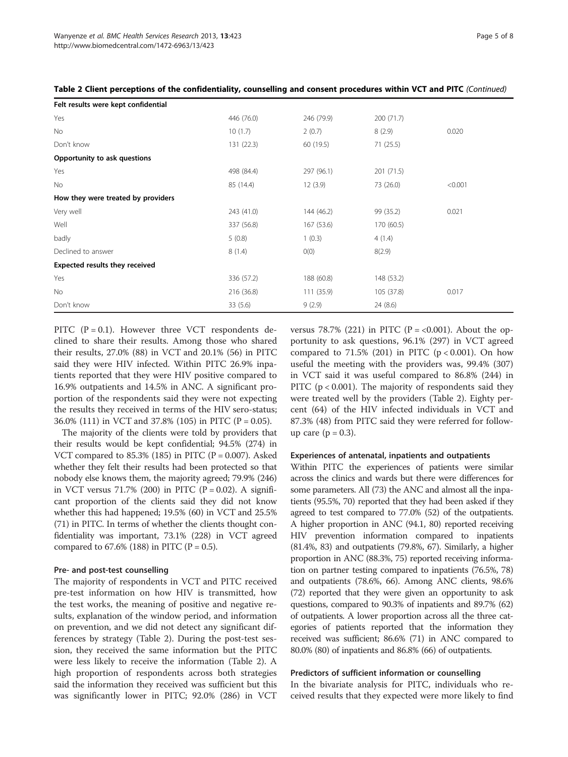**Table 2 Client perceptions of the confidentiality, counselling and consent procedures within VCT and PITC** *(Continued)*

| | | | | |
|---|---|---|---|---|
| **Felt results were kept confidential** | | | | |
| Yes | 446 (76.0) | 246 (79.9) | 200 (71.7) | |
| No | 10 (1.7) | 2 (0.7) | 8 (2.9) | 0.020 |
| Don't know | 131 (22.3) | 60 (19.5) | 71 (25.5) | |
| **Opportunity to ask questions** | | | | |
| Yes | 498 (84.4) | 297 (96.1) | 201 (71.5) | |
| No | 85 (14.4) | 12 (3.9) | 73 (26.0) | <0.001 |
| **How they were treated by providers** | | | | |
| Very well | 243 (41.0) | 144 (46.2) | 99 (35.2) | 0.021 |
| Well | 337 (56.8) | 167 (53.6) | 170 (60.5) | |
| badly | 5 (0.8) | 1 (0.3) | 4 (1.4) | |
| Declined to answer | 8 (1.4) | 0(0) | 8(2.9) | |
| **Expected results they received** | | | | |
| Yes | 336 (57.2) | 188 (60.8) | 148 (53.2) | |
| No | 216 (36.8) | 111 (35.9) | 105 (37.8) | 0.017 |
| Don't know | 33 (5.6) | 9 (2.9) | 24 (8.6) | |

PITC (P = 0.1). However three VCT respondents declined to share their results. Among those who shared their results, 27.0% (88) in VCT and 20.1% (56) in PITC said they were HIV infected. Within PITC 26.9% inpatients reported that they were HIV positive compared to 16.9% outpatients and 14.5% in ANC. A significant proportion of the respondents said they were not expecting the results they received in terms of the HIV sero-status; 36.0% (111) in VCT and 37.8% (105) in PITC (P = 0.05).

The majority of the clients were told by providers that their results would be kept confidential; 94.5% (274) in VCT compared to 85.3% (185) in PITC (P = 0.007). Asked whether they felt their results had been protected so that nobody else knows them, the majority agreed; 79.9% (246) in VCT versus 71.7% (200) in PITC (P = 0.02). A significant proportion of the clients said they did not know whether this had happened; 19.5% (60) in VCT and 25.5% (71) in PITC. In terms of whether the clients thought confidentiality was important, 73.1% (228) in VCT agreed compared to 67.6% (188) in PITC (P = 0.5).

### Pre- and post-test counselling

The majority of respondents in VCT and PITC received pre-test information on how HIV is transmitted, how the test works, the meaning of positive and negative results, explanation of the window period, and information on prevention, and we did not detect any significant differences by strategy (Table 2). During the post-test session, they received the same information but the PITC were less likely to receive the information (Table 2). A high proportion of respondents across both strategies said the information they received was sufficient but this was significantly lower in PITC; 92.0% (286) in VCT versus 78.7% (221) in PITC (P = <0.001). About the opportunity to ask questions, 96.1% (297) in VCT agreed compared to 71.5% (201) in PITC ($p < 0.001$). On how useful the meeting with the providers was, 99.4% (307) in VCT said it was useful compared to 86.8% (244) in PITC ($p < 0.001$). The majority of respondents said they were treated well by the providers (Table 2). Eighty percent (64) of the HIV infected individuals in VCT and 87.3% (48) from PITC said they were referred for follow-up care (p = 0.3).

### Experiences of antenatal, inpatients and outpatients

Within PITC the experiences of patients were similar across the clinics and wards but there were differences for some parameters. All (73) the ANC and almost all the inpatients (95.5%, 70) reported that they had been asked if they agreed to test compared to 77.0% (52) of the outpatients. A higher proportion in ANC (94.1, 80) reported receiving HIV prevention information compared to inpatients (81.4%, 83) and outpatients (79.8%, 67). Similarly, a higher proportion in ANC (88.3%, 75) reported receiving information on partner testing compared to inpatients (76.5%, 78) and outpatients (78.6%, 66). Among ANC clients, 98.6% (72) reported that they were given an opportunity to ask questions, compared to 90.3% of inpatients and 89.7% (62) of outpatients. A lower proportion across all the three categories of patients reported that the information they received was sufficient; 86.6% (71) in ANC compared to 80.0% (80) of inpatients and 86.8% (66) of outpatients.

### Predictors of sufficient information or counselling

In the bivariate analysis for PITC, individuals who received results that they expected were more likely to find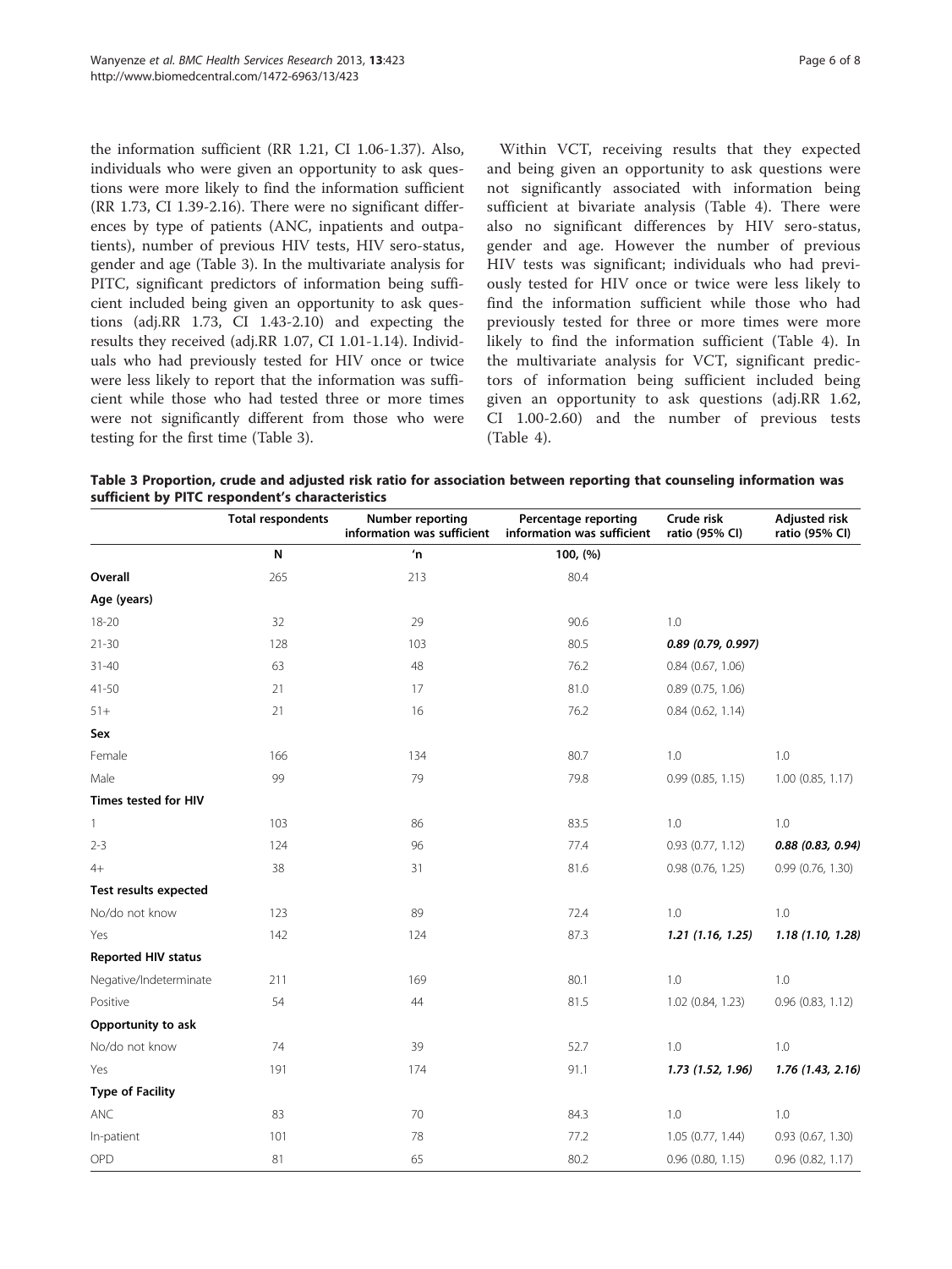the information sufficient (RR 1.21, CI 1.06-1.37). Also, individuals who were given an opportunity to ask questions were more likely to find the information sufficient (RR 1.73, CI 1.39-2.16). There were no significant differences by type of patients (ANC, inpatients and outpatients), number of previous HIV tests, HIV sero-status, gender and age (Table 3). In the multivariate analysis for PITC, significant predictors of information being sufficient included being given an opportunity to ask questions (adj.RR 1.73, CI 1.43-2.10) and expecting the results they received (adj.RR 1.07, CI 1.01-1.14). Individuals who had previously tested for HIV once or twice were less likely to report that the information was sufficient while those who had tested three or more times were not significantly different from those who were testing for the first time (Table 3).

Within VCT, receiving results that they expected and being given an opportunity to ask questions were not significantly associated with information being sufficient at bivariate analysis (Table 4). There were also no significant differences by HIV sero-status, gender and age. However the number of previous HIV tests was significant; individuals who had previously tested for HIV once or twice were less likely to find the information sufficient while those who had previously tested for three or more times were more likely to find the information sufficient (Table 4). In the multivariate analysis for VCT, significant predictors of information being sufficient included being given an opportunity to ask questions (adj.RR 1.62, CI 1.00-2.60) and the number of previous tests (Table 4).

**Table 3 Proportion, crude and adjusted risk ratio for association between reporting that counseling information was sufficient by PITC respondent's characteristics**

| | Total respondents | Number reporting information was sufficient | Percentage reporting information was sufficient | Crude risk ratio (95% CI) | Adjusted risk ratio (95% CI) |
|---|---|---|---|---|---|
| | N | 'n | 100, (%) | | |
| **Overall** | 265 | 213 | 80.4 | | |
| **Age (years)** | | | | | |
| 18-20 | 32 | 29 | 90.6 | 1.0 | |
| 21-30 | 128 | 103 | 80.5 | ***0.89 (0.79, 0.997)*** | |
| 31-40 | 63 | 48 | 76.2 | 0.84 (0.67, 1.06) | |
| 41-50 | 21 | 17 | 81.0 | 0.89 (0.75, 1.06) | |
| 51+ | 21 | 16 | 76.2 | 0.84 (0.62, 1.14) | |
| **Sex** | | | | | |
| Female | 166 | 134 | 80.7 | 1.0 | 1.0 |
| Male | 99 | 79 | 79.8 | 0.99 (0.85, 1.15) | 1.00 (0.85, 1.17) |
| **Times tested for HIV** | | | | | |
| 1 | 103 | 86 | 83.5 | 1.0 | 1.0 |
| 2-3 | 124 | 96 | 77.4 | 0.93 (0.77, 1.12) | ***0.88 (0.83, 0.94)*** |
| 4+ | 38 | 31 | 81.6 | 0.98 (0.76, 1.25) | 0.99 (0.76, 1.30) |
| **Test results expected** | | | | | |
| No/do not know | 123 | 89 | 72.4 | 1.0 | 1.0 |
| Yes | 142 | 124 | 87.3 | ***1.21 (1.16, 1.25)*** | ***1.18 (1.10, 1.28)*** |
| **Reported HIV status** | | | | | |
| Negative/Indeterminate | 211 | 169 | 80.1 | 1.0 | 1.0 |
| Positive | 54 | 44 | 81.5 | 1.02 (0.84, 1.23) | 0.96 (0.83, 1.12) |
| **Opportunity to ask** | | | | | |
| No/do not know | 74 | 39 | 52.7 | 1.0 | 1.0 |
| Yes | 191 | 174 | 91.1 | ***1.73 (1.52, 1.96)*** | ***1.76 (1.43, 2.16)*** |
| **Type of Facility** | | | | | |
| ANC | 83 | 70 | 84.3 | 1.0 | 1.0 |
| In-patient | 101 | 78 | 77.2 | 1.05 (0.77, 1.44) | 0.93 (0.67, 1.30) |
| OPD | 81 | 65 | 80.2 | 0.96 (0.80, 1.15) | 0.96 (0.82, 1.17) |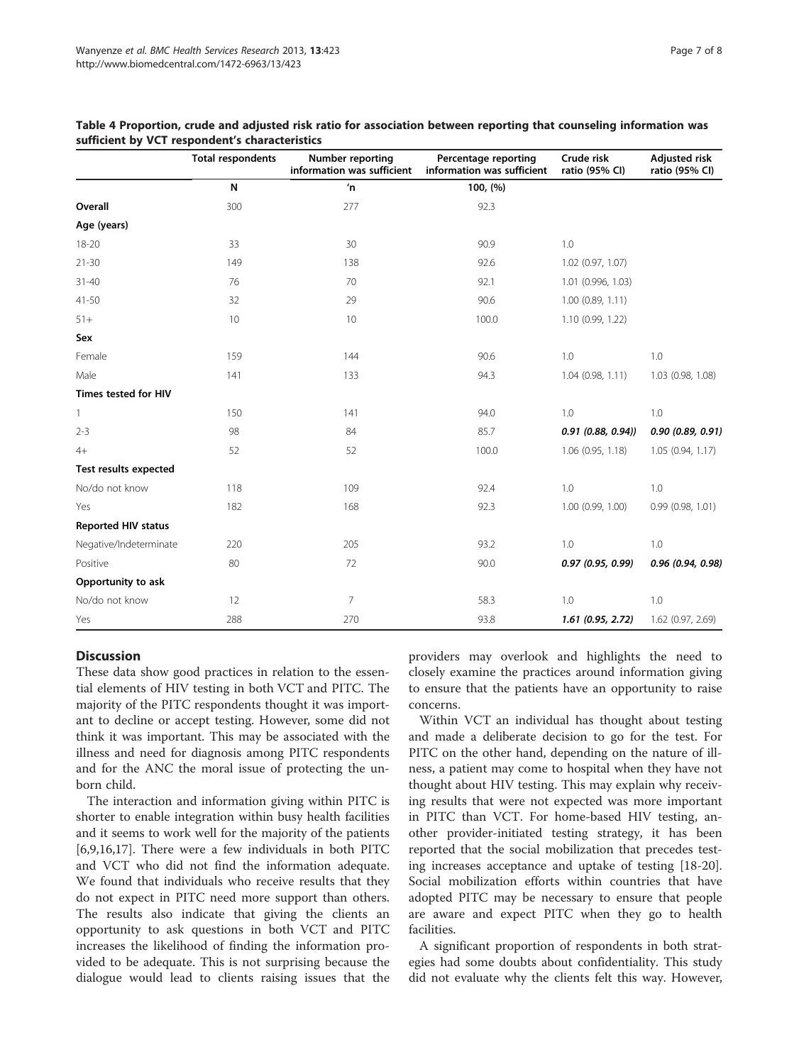**Table 4 Proportion, crude and adjusted risk ratio for association between reporting that counseling information was sufficient by VCT respondent's characteristics**

| | Total respondents | Number reporting information was sufficient | Percentage reporting information was sufficient | Crude risk ratio (95% CI) | Adjusted risk ratio (95% CI) |
|---|---|---|---|---|---|
| | N | 'n | 100, (%) | | |
| **Overall** | 300 | 277 | 92.3 | | |
| **Age (years)** | | | | | |
| 18-20 | 33 | 30 | 90.9 | 1.0 | |
| 21-30 | 149 | 138 | 92.6 | 1.02 (0.97, 1.07) | |
| 31-40 | 76 | 70 | 92.1 | 1.01 (0.996, 1.03) | |
| 41-50 | 32 | 29 | 90.6 | 1.00 (0.89, 1.11) | |
| 51+ | 10 | 10 | 100.0 | 1.10 (0.99, 1.22) | |
| **Sex** | | | | | |
| Female | 159 | 144 | 90.6 | 1.0 | 1.0 |
| Male | 141 | 133 | 94.3 | 1.04 (0.98, 1.11) | 1.03 (0.98, 1.08) |
| **Times tested for HIV** | | | | | |
| 1 | 150 | 141 | 94.0 | 1.0 | 1.0 |
| 2-3 | 98 | 84 | 85.7 | ***0.91 (0.88, 0.94))*** | ***0.90 (0.89, 0.91)*** |
| 4+ | 52 | 52 | 100.0 | 1.06 (0.95, 1.18) | 1.05 (0.94, 1.17) |
| **Test results expected** | | | | | |
| No/do not know | 118 | 109 | 92.4 | 1.0 | 1.0 |
| Yes | 182 | 168 | 92.3 | 1.00 (0.99, 1.00) | 0.99 (0.98, 1.01) |
| **Reported HIV status** | | | | | |
| Negative/Indeterminate | 220 | 205 | 93.2 | 1.0 | 1.0 |
| Positive | 80 | 72 | 90.0 | ***0.97 (0.95, 0.99)*** | ***0.96 (0.94, 0.98)*** |
| **Opportunity to ask** | | | | | |
| No/do not know | 12 | 7 | 58.3 | 1.0 | 1.0 |
| Yes | 288 | 270 | 93.8 | ***1.61 (0.95, 2.72)*** | 1.62 (0.97, 2.69) |

## Discussion

These data show good practices in relation to the essential elements of HIV testing in both VCT and PITC. The majority of the PITC respondents thought it was important to decline or accept testing. However, some did not think it was important. This may be associated with the illness and need for diagnosis among PITC respondents and for the ANC the moral issue of protecting the unborn child.

The interaction and information giving within PITC is shorter to enable integration within busy health facilities and it seems to work well for the majority of the patients [6,9,16,17]. There were a few individuals in both PITC and VCT who did not find the information adequate. We found that individuals who receive results that they do not expect in PITC need more support than others. The results also indicate that giving the clients an opportunity to ask questions in both VCT and PITC increases the likelihood of finding the information provided to be adequate. This is not surprising because the dialogue would lead to clients raising issues that the providers may overlook and highlights the need to closely examine the practices around information giving to ensure that the patients have an opportunity to raise concerns.

Within VCT an individual has thought about testing and made a deliberate decision to go for the test. For PITC on the other hand, depending on the nature of illness, a patient may come to hospital when they have not thought about HIV testing. This may explain why receiving results that were not expected was more important in PITC than VCT. For home-based HIV testing, another provider-initiated testing strategy, it has been reported that the social mobilization that precedes testing increases acceptance and uptake of testing [18-20]. Social mobilization efforts within countries that have adopted PITC may be necessary to ensure that people are aware and expect PITC when they go to health facilities.

A significant proportion of respondents in both strategies had some doubts about confidentiality. This study did not evaluate why the clients felt this way. However,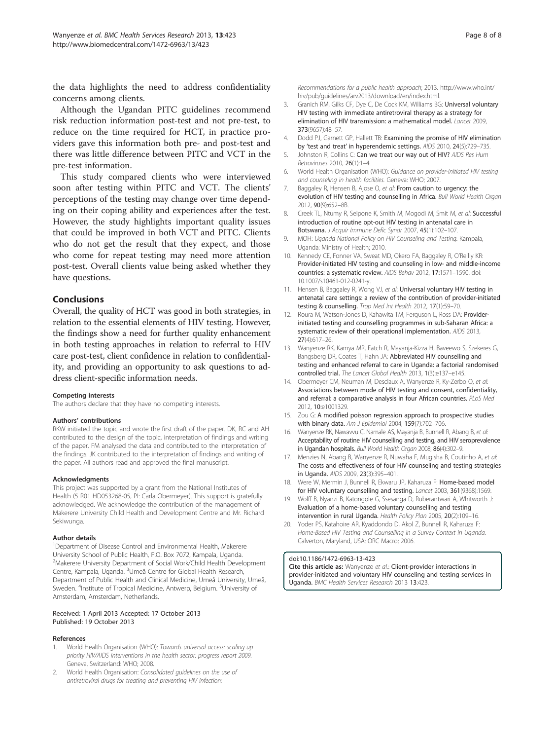the data highlights the need to address confidentiality concerns among clients.

Although the Ugandan PITC guidelines recommend risk reduction information post-test and not pre-test, to reduce on the time required for HCT, in practice providers gave this information both pre- and post-test and there was little difference between PITC and VCT in the pre-test information.

This study compared clients who were interviewed soon after testing within PITC and VCT. The clients' perceptions of the testing may change over time depending on their coping ability and experiences after the test. However, the study highlights important quality issues that could be improved in both VCT and PITC. Clients who do not get the result that they expect, and those who come for repeat testing may need more attention post-test. Overall clients value being asked whether they have questions.

## Conclusions

Overall, the quality of HCT was good in both strategies, in relation to the essential elements of HIV testing. However, the findings show a need for further quality enhancement in both testing approaches in relation to referral to HIV care post-test, client confidence in relation to confidentiality, and providing an opportunity to ask questions to address client-specific information needs.

#### Competing interests

The authors declare that they have no competing interests.

#### Authors' contributions

RKW initiated the topic and wrote the first draft of the paper. DK, RC and AH contributed to the design of the topic, interpretation of findings and writing of the paper. FM analysed the data and contributed to the interpretation of the findings. JK contributed to the interpretation of findings and writing of the paper. All authors read and approved the final manuscript.

#### Acknowledgments

This project was supported by a grant from the National Institutes of Health (5 R01 HD053268-05, PI: Carla Obermeyer). This support is gratefully acknowledged. We acknowledge the contribution of the management of Makerere University Child Health and Development Centre and Mr. Richard Sekiwunga.

#### Author details

[1]Department of Disease Control and Environmental Health, Makerere University School of Public Health, P.O. Box 7072, Kampala, Uganda. [2]Makerere University Department of Social Work/Child Health Development Centre, Kampala, Uganda. [3]Umeå Centre for Global Health Research, Department of Public Health and Clinical Medicine, Umeå University, Umeå, Sweden. [4]Institute of Tropical Medicine, Antwerp, Belgium. [5]University of Amsterdam, Amsterdam, Netherlands.

Received: 1 April 2013 Accepted: 17 October 2013
Published: 19 October 2013

#### References

1. World Health Organisation (WHO): *Towards universal access: scaling up priority HIV/AIDS interventions in the health sector: progress report 2009.* Geneva, Switzerland: WHO; 2008.
2. World Health Organisation: *Consolidated guidelines on the use of antiretroviral drugs for treating and preventing HIV infection: Recommendations for a public health approach*; 2013. http://www.who.int/hiv/pub/guidelines/arv2013/download/en/index.html.
3. Granich RM, Gilks CF, Dye C, De Cock KM, Williams BG: **Universal voluntary HIV testing with immediate antiretroviral therapy as a strategy for elimination of HIV transmission: a mathematical model.** *Lancet* 2009, **373**(9657):48–57.
4. Dodd PJ, Garnett GP, Hallett TB: **Examining the promise of HIV elimination by 'test and treat' in hyperendemic settings.** *AIDS* 2010, **24**(5):729–735.
5. Johnston R, Collins C: **Can we treat our way out of HIV?** *AIDS Res Hum Retroviruses* 2010, **26**(1):1–4.
6. World Health Organisation (WHO): *Guidance on provider-initiated HIV testing and counseling in health facilities.* Geneva: WHO; 2007.
7. Baggaley R, Hensen B, Ajose O, *et al*: **From caution to urgency: the evolution of HIV testing and counselling in Africa.** *Bull World Health Organ* 2012, **90**(9):652–8B.
8. Creek TL, Ntumy R, Seipone K, Smith M, Mogodi M, Smit M, *et al*: **Successful introduction of routine opt-out HIV testing in antenatal care in Botswana.** *J Acquir Immune Defic Syndr* 2007, **45**(1):102–107.
9. MOH: *Uganda National Policy on HIV Counseling and Testing.* Kampala, Uganda: Ministry of Health; 2010.
10. Kennedy CE, Fonner VA, Sweat MD, Okero FA, Baggaley R, O'Reilly KR: **Provider-initiated HIV testing and counseling in low- and middle-income countries: a systematic review.** *AIDS Behav* 2012, **17**:1571–1590. doi: 10.1007/s10461-012-0241-y.
11. Hensen B, Baggaley R, Wong VJ, *et al*: **Universal voluntary HIV testing in antenatal care settings: a review of the contribution of provider-initiated testing & counselling.** *Trop Med Int Health* 2012, **17**(1):59–70.
12. Roura M, Watson-Jones D, Kahawita TM, Ferguson L, Ross DA: **Provider-initiated testing and counselling programmes in sub-Saharan Africa: a systematic review of their operational implementation.** *AIDS* 2013, **27**(4):617–26.
13. Wanyenze RK, Kamya MR, Fatch R, Mayanja-Kizza H, Baveewo S, Szekeres G, Bangsberg DR, Coates T, Hahn JA: **Abbreviated HIV counselling and testing and enhanced referral to care in Uganda: a factorial randomised controlled trial.** *The Lancet Global Health* 2013, **1**(3):e137–e145.
14. Obermeyer CM, Neuman M, Desclaux A, Wanyenze R, Ky-Zerbo O, *et al*: **Associations between mode of HIV testing and consent, confidentiality, and referral: a comparative analysis in four African countries.** *PLoS Med* 2012, **10**:e1001329.
15. Zou G: **A modified poisson regression approach to prospective studies with binary data.** *Am J Epidemiol* 2004, **159**(7):702–706.
16. Wanyenze RK, Nawavvu C, Namale AS, Mayanja B, Bunnell R, Abang B, *et al*: **Acceptability of routine HIV counselling and testing, and HIV seroprevalence in Ugandan hospitals.** *Bull World Health Organ* 2008, **86**(4):302–9.
17. Menzies N, Abang B, Wanyenze R, Nuwaha F, Mugisha B, Coutinho A, *et al*: **The costs and effectiveness of four HIV counseling and testing strategies in Uganda.** *AIDS* 2009, **23**(3):395–401.
18. Were W, Mermin J, Bunnell R, Ekwaru JP, Kaharuza F: **Home-based model for HIV voluntary counselling and testing.** *Lancet* 2003, **361**(9368):1569.
19. Wolff B, Nyanzi B, Katongole G, Ssesanga D, Ruberantwari A, Whitworth J: **Evaluation of a home-based voluntary counselling and testing intervention in rural Uganda.** *Health Policy Plan* 2005, **20**(2):109–16.
20. Yoder PS, Katahoire AR, Kyaddondo D, Akol Z, Bunnell R, Kaharuza F: *Home-Based HIV Testing and Counselling in a Survey Context in Uganda.* Calverton, Maryland, USA: ORC Macro; 2006.

doi:10.1186/1472-6963-13-423
**Cite this article as:** Wanyenze *et al.*: Client-provider interactions in provider-initiated and voluntary HIV counseling and testing services in Uganda. *BMC Health Services Research* 2013 13:423.